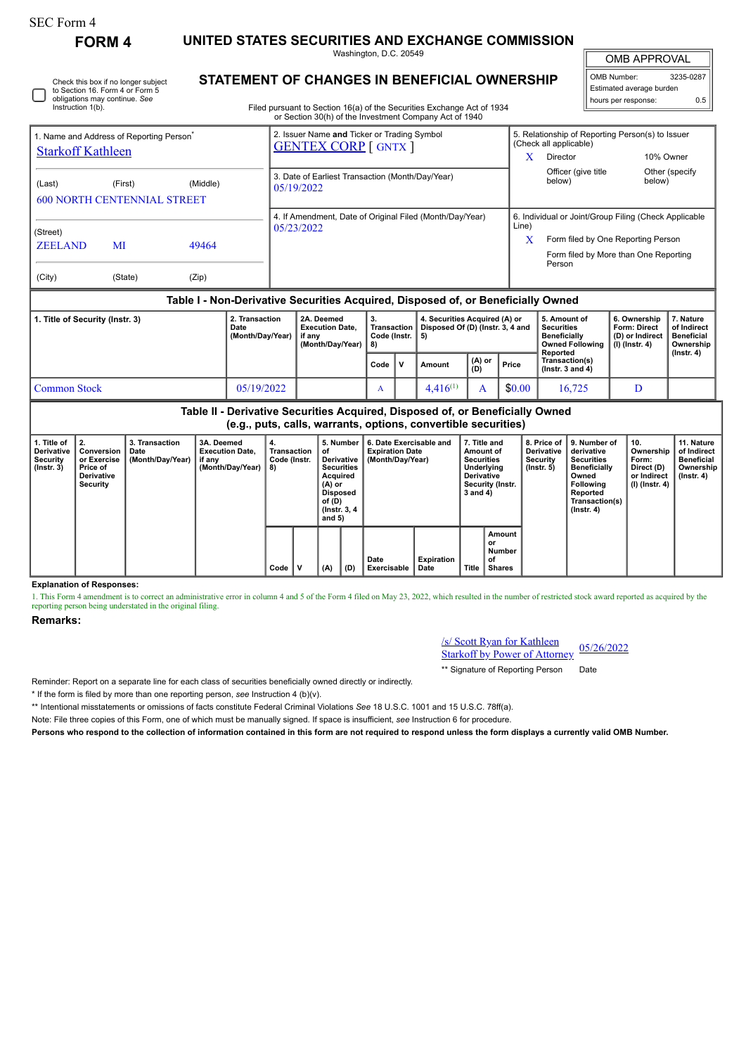SEC Form 4

# FORM 4

## UNITED STATES SECURITIES AND EXCHANGE COMMISSION

Washington, D.C. 20549

## STATEMENT OF CHANGES IN BENEFICIAL OWNERSHIP

Filed pursuant to Section 16(a) of the Securities Exchange Act of 1934 or Section 30(h) of the Investment Company Act of 1940

| OMB APPROVAL | |
|---|---|
| OMB Number: | 3235-0287 |
| Estimated average burden | |
| hours per response: | 0.5 |

☐ Check this box if no longer subject to Section 16. Form 4 or Form 5 obligations may continue. *See* Instruction 1(b).

| 1. Name and Address of Reporting Person* | 2. Issuer Name **and** Ticker or Trading Symbol | 5. Relationship of Reporting Person(s) to Issuer (Check all applicable) |
|---|---|---|
| Starkoff Kathleen | GENTEX CORP [ GNTX ] | X Director; 10% Owner; Officer (give title below); Other (specify below) |
| (Last) (First) (Middle) 600 NORTH CENTENNIAL STREET | 3. Date of Earliest Transaction (Month/Day/Year) 05/19/2022 | |
| (Street) ZEELAND MI 49464 (City) (State) (Zip) | 4. If Amendment, Date of Original Filed (Month/Day/Year) 05/23/2022 | 6. Individual or Joint/Group Filing (Check Applicable Line) X Form filed by One Reporting Person; Form filed by More than One Reporting Person |

### Table I - Non-Derivative Securities Acquired, Disposed of, or Beneficially Owned

| 1. Title of Security (Instr. 3) | 2. Transaction Date (Month/Day/Year) | 2A. Deemed Execution Date, if any (Month/Day/Year) | 3. Transaction Code (Instr. 8) | | 4. Securities Acquired (A) or Disposed Of (D) (Instr. 3, 4 and 5) | | | 5. Amount of Securities Beneficially Owned Following Reported Transaction(s) (Instr. 3 and 4) | 6. Ownership Form: Direct (D) or Indirect (I) (Instr. 4) | 7. Nature of Indirect Beneficial Ownership (Instr. 4) |
|---|---|---|---|---|---|---|---|---|---|---|
| | | | Code | V | Amount | (A) or (D) | Price | | | |
| Common Stock | 05/19/2022 | | A | | 4,416[(1)] | A | $0.00 | 16,725 | D | |

### Table II - Derivative Securities Acquired, Disposed of, or Beneficially Owned (e.g., puts, calls, warrants, options, convertible securities)

| 1. Title of Derivative Security (Instr. 3) | 2. Conversion or Exercise Price of Derivative Security | 3. Transaction Date (Month/Day/Year) | 3A. Deemed Execution Date, if any (Month/Day/Year) | 4. Transaction Code (Instr. 8) | | 5. Number of Derivative Securities Acquired (A) or Disposed of (D) (Instr. 3, 4 and 5) | | 6. Date Exercisable and Expiration Date (Month/Day/Year) | | 7. Title and Amount of Securities Underlying Derivative Security (Instr. 3 and 4) | | 8. Price of Derivative Security (Instr. 5) | 9. Number of derivative Securities Beneficially Owned Following Reported Transaction(s) (Instr. 4) | 10. Ownership Form: Direct (D) or Indirect (I) (Instr. 4) | 11. Nature of Indirect Beneficial Ownership (Instr. 4) |
|---|---|---|---|---|---|---|---|---|---|---|---|---|---|---|---|
| | | | | Code | V | (A) | (D) | Date Exercisable | Expiration Date | Title | Amount or Number of Shares | | | | |

**Explanation of Responses:**

1. This Form 4 amendment is to correct an administrative error in column 4 and 5 of the Form 4 filed on May 23, 2022, which resulted in the number of restricted stock award reported as acquired by the reporting person being understated in the original filing.

**Remarks:**

/s/ Scott Ryan for Kathleen Starkoff by Power of Attorney    05/26/2022

** Signature of Reporting Person    Date

Reminder: Report on a separate line for each class of securities beneficially owned directly or indirectly.

* If the form is filed by more than one reporting person, *see* Instruction 4 (b)(v).

** Intentional misstatements or omissions of facts constitute Federal Criminal Violations *See* 18 U.S.C. 1001 and 15 U.S.C. 78ff(a).

Note: File three copies of this Form, one of which must be manually signed. If space is insufficient, *see* Instruction 6 for procedure.

**Persons who respond to the collection of information contained in this form are not required to respond unless the form displays a currently valid OMB Number.**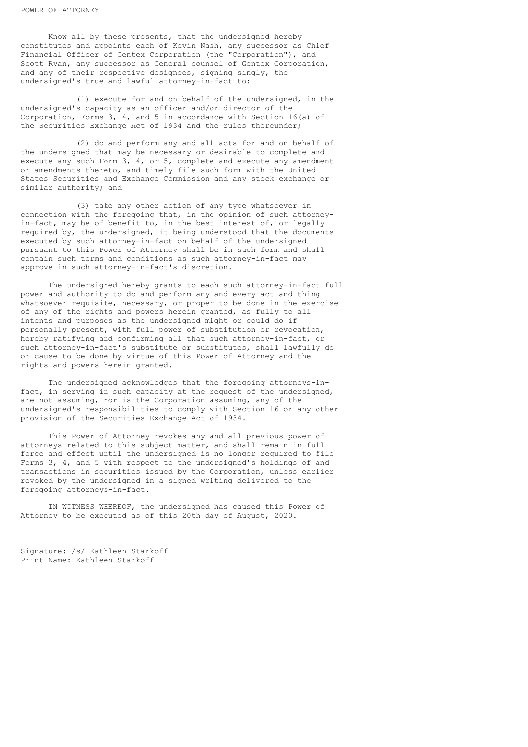POWER OF ATTORNEY

Know all by these presents, that the undersigned hereby constitutes and appoints each of Kevin Nash, any successor as Chief Financial Officer of Gentex Corporation (the "Corporation"), and Scott Ryan, any successor as General counsel of Gentex Corporation, and any of their respective designees, signing singly, the undersigned's true and lawful attorney-in-fact to:

(1) execute for and on behalf of the undersigned, in the undersigned's capacity as an officer and/or director of the Corporation, Forms 3, 4, and 5 in accordance with Section 16(a) of the Securities Exchange Act of 1934 and the rules thereunder;

(2) do and perform any and all acts for and on behalf of the undersigned that may be necessary or desirable to complete and execute any such Form 3, 4, or 5, complete and execute any amendment or amendments thereto, and timely file such form with the United States Securities and Exchange Commission and any stock exchange or similar authority; and

(3) take any other action of any type whatsoever in connection with the foregoing that, in the opinion of such attorney-in-fact, may be of benefit to, in the best interest of, or legally required by, the undersigned, it being understood that the documents executed by such attorney-in-fact on behalf of the undersigned pursuant to this Power of Attorney shall be in such form and shall contain such terms and conditions as such attorney-in-fact may approve in such attorney-in-fact's discretion.

The undersigned hereby grants to each such attorney-in-fact full power and authority to do and perform any and every act and thing whatsoever requisite, necessary, or proper to be done in the exercise of any of the rights and powers herein granted, as fully to all intents and purposes as the undersigned might or could do if personally present, with full power of substitution or revocation, hereby ratifying and confirming all that such attorney-in-fact, or such attorney-in-fact's substitute or substitutes, shall lawfully do or cause to be done by virtue of this Power of Attorney and the rights and powers herein granted.

The undersigned acknowledges that the foregoing attorneys-in-fact, in serving in such capacity at the request of the undersigned, are not assuming, nor is the Corporation assuming, any of the undersigned's responsibilities to comply with Section 16 or any other provision of the Securities Exchange Act of 1934.

This Power of Attorney revokes any and all previous power of attorneys related to this subject matter, and shall remain in full force and effect until the undersigned is no longer required to file Forms 3, 4, and 5 with respect to the undersigned's holdings of and transactions in securities issued by the Corporation, unless earlier revoked by the undersigned in a signed writing delivered to the foregoing attorneys-in-fact.

IN WITNESS WHEREOF, the undersigned has caused this Power of Attorney to be executed as of this 20th day of August, 2020.

Signature: /s/ Kathleen Starkoff
Print Name: Kathleen Starkoff